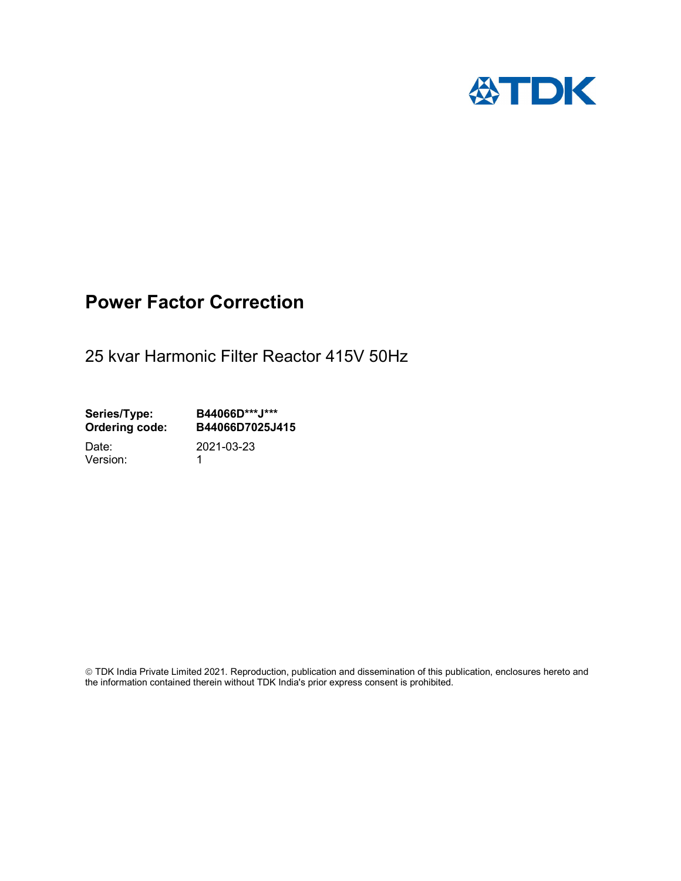# Power Factor Correction

25 kvar Harmonic Filter Reactor 415V 50Hz

**Series/Type:** **B44066D***J*****
**Ordering code:** **B44066D7025J415**

Date: 2021-03-23
Version: 1

© TDK India Private Limited 2021. Reproduction, publication and dissemination of this publication, enclosures hereto and the information contained therein without TDK India's prior express consent is prohibited.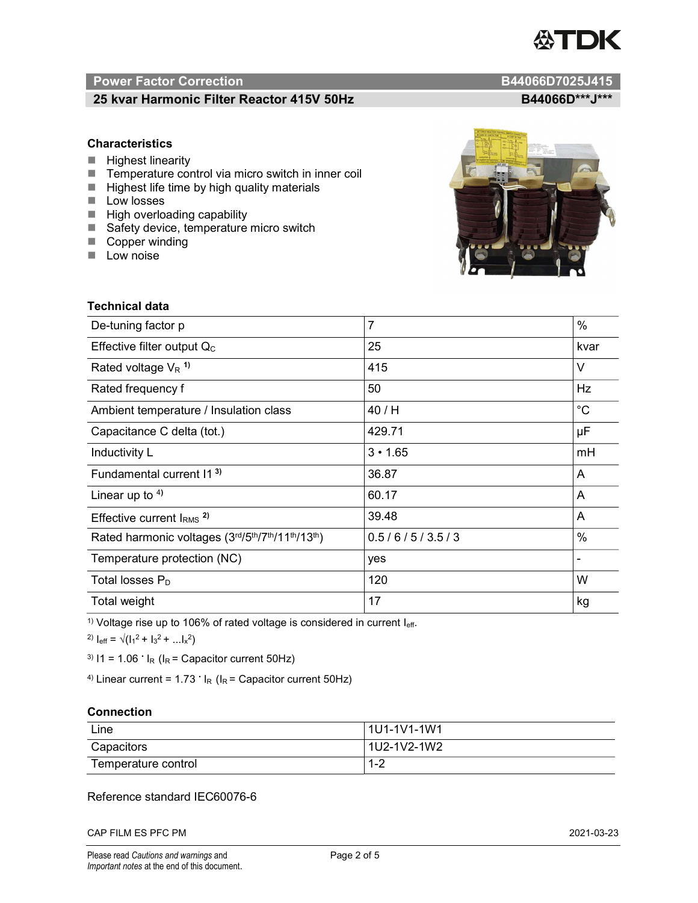## Power Factor Correction — B44066D7025J415

### 25 kvar Harmonic Filter Reactor 415V 50Hz — B44066D***J***

### Characteristics

- Highest linearity
- Temperature control via micro switch in inner coil
- Highest life time by high quality materials
- Low losses
- High overloading capability
- Safety device, temperature micro switch
- Copper winding
- Low noise

### Technical data

| Parameter | Value | Unit |
|---|---|---|
| De-tuning factor p | 7 | % |
| Effective filter output $Q_C$ | 25 | kvar |
| Rated voltage $V_R$ 1) | 415 | V |
| Rated frequency f | 50 | Hz |
| Ambient temperature / Insulation class | 40 / H | °C |
| Capacitance C delta (tot.) | 429.71 | µF |
| Inductivity L | 3 • 1.65 | mH |
| Fundamental current I1 3) | 36.87 | A |
| Linear up to 4) | 60.17 | A |
| Effective current $I_{RMS}$ 2) | 39.48 | A |
| Rated harmonic voltages (3rd/5th/7th/11th/13th) | 0.5 / 6 / 5 / 3.5 / 3 | % |
| Temperature protection (NC) | yes | - |
| Total losses $P_D$ | 120 | W |
| Total weight | 17 | kg |

1) Voltage rise up to 106% of rated voltage is considered in current $I_{eff}$.

2) $I_{eff} = \sqrt{(I_1^2 + I_3^2 + \ldots I_x^2)}$

3) $I1 = 1.06 \cdot I_R$ ($I_R$ = Capacitor current 50Hz)

4) Linear current = $1.73 \cdot I_R$ ($I_R$ = Capacitor current 50Hz)

### Connection

| | |
|---|---|
| Line | 1U1-1V1-1W1 |
| Capacitors | 1U2-1V2-1W2 |
| Temperature control | 1-2 |

Reference standard IEC60076-6

CAP FILM ES PFC PM — 2021-03-23

Please read *Cautions and warnings* and *Important notes* at the end of this document.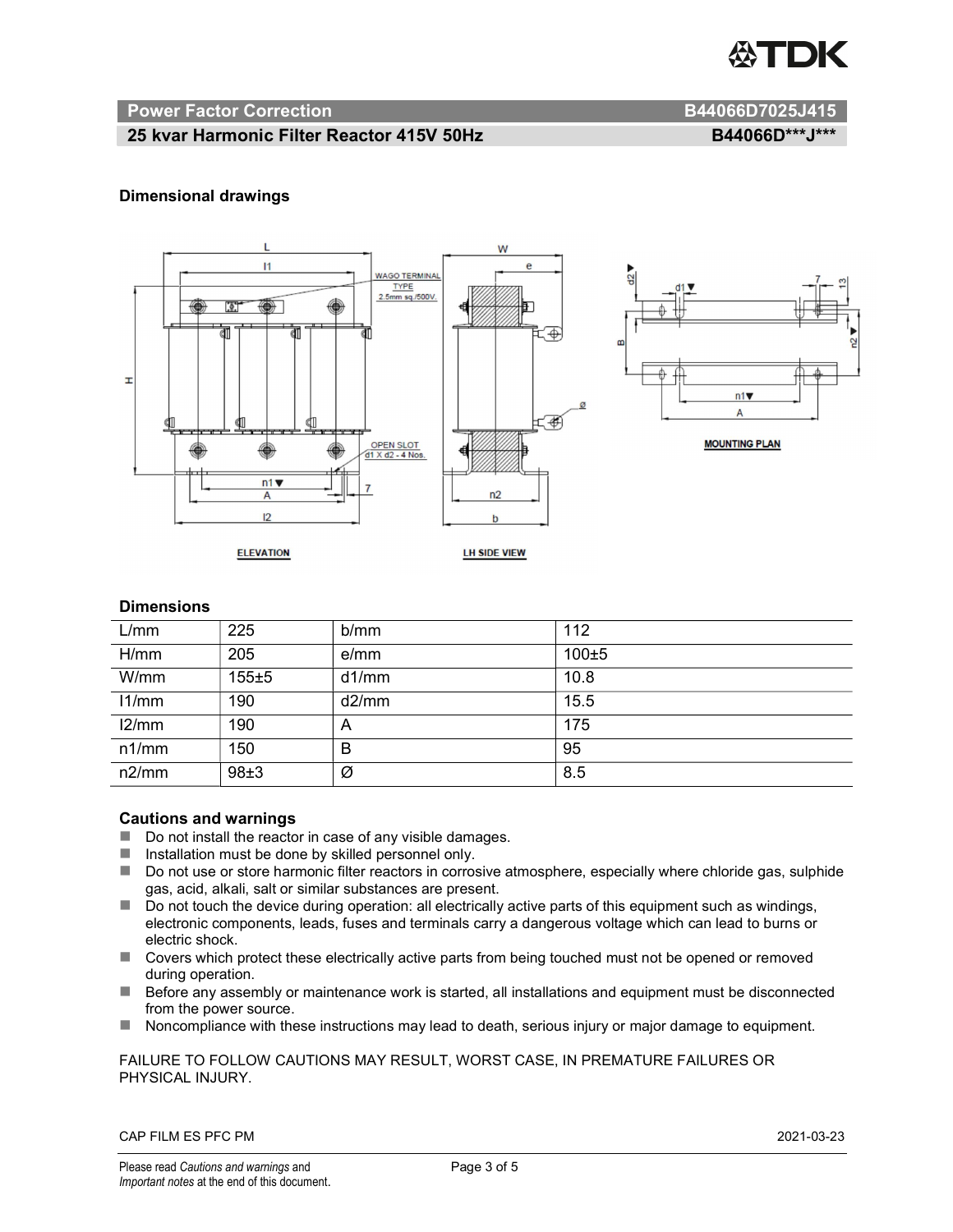## Power Factor Correction B44066D7025J415

## 25 kvar Harmonic Filter Reactor 415V 50Hz B44066D***J***

### Dimensional drawings

### Dimensions

| L/mm | 225 | b/mm | 112 |
|---|---|---|---|
| H/mm | 205 | e/mm | 100±5 |
| W/mm | 155±5 | d1/mm | 10.8 |
| l1/mm | 190 | d2/mm | 15.5 |
| l2/mm | 190 | A | 175 |
| n1/mm | 150 | B | 95 |
| n2/mm | 98±3 | Ø | 8.5 |

### Cautions and warnings

- Do not install the reactor in case of any visible damages.
- Installation must be done by skilled personnel only.
- Do not use or store harmonic filter reactors in corrosive atmosphere, especially where chloride gas, sulphide gas, acid, alkali, salt or similar substances are present.
- Do not touch the device during operation: all electrically active parts of this equipment such as windings, electronic components, leads, fuses and terminals carry a dangerous voltage which can lead to burns or electric shock.
- Covers which protect these electrically active parts from being touched must not be opened or removed during operation.
- Before any assembly or maintenance work is started, all installations and equipment must be disconnected from the power source.
- Noncompliance with these instructions may lead to death, serious injury or major damage to equipment.

FAILURE TO FOLLOW CAUTIONS MAY RESULT, WORST CASE, IN PREMATURE FAILURES OR PHYSICAL INJURY.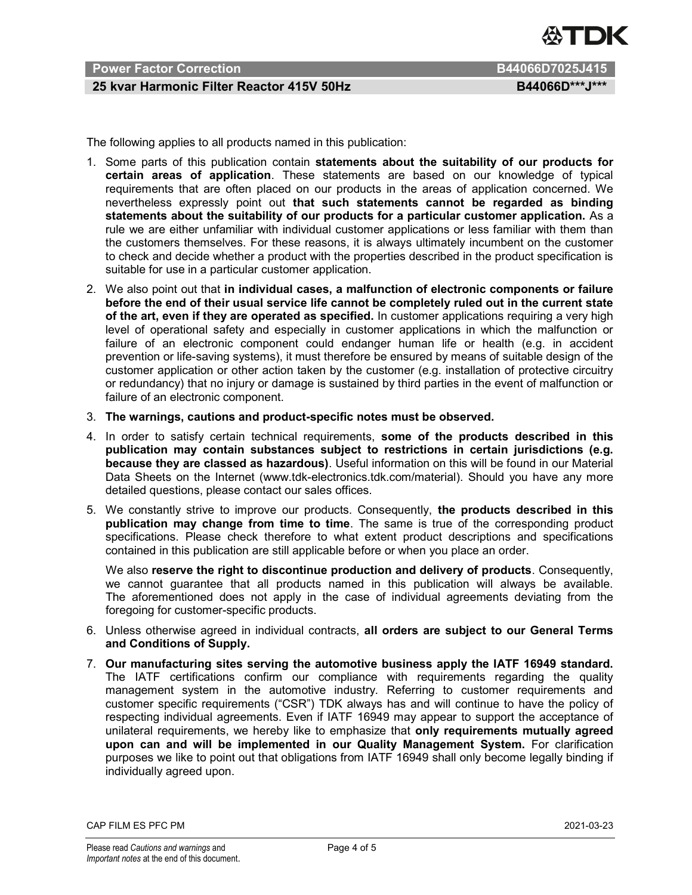The following applies to all products named in this publication:

1. Some parts of this publication contain **statements about the suitability of our products for certain areas of application**. These statements are based on our knowledge of typical requirements that are often placed on our products in the areas of application concerned. We nevertheless expressly point out **that such statements cannot be regarded as binding statements about the suitability of our products for a particular customer application.** As a rule we are either unfamiliar with individual customer applications or less familiar with them than the customers themselves. For these reasons, it is always ultimately incumbent on the customer to check and decide whether a product with the properties described in the product specification is suitable for use in a particular customer application.
2. We also point out that **in individual cases, a malfunction of electronic components or failure before the end of their usual service life cannot be completely ruled out in the current state of the art, even if they are operated as specified.** In customer applications requiring a very high level of operational safety and especially in customer applications in which the malfunction or failure of an electronic component could endanger human life or health (e.g. in accident prevention or life-saving systems), it must therefore be ensured by means of suitable design of the customer application or other action taken by the customer (e.g. installation of protective circuitry or redundancy) that no injury or damage is sustained by third parties in the event of malfunction or failure of an electronic component.
3. **The warnings, cautions and product-specific notes must be observed.**
4. In order to satisfy certain technical requirements, **some of the products described in this publication may contain substances subject to restrictions in certain jurisdictions (e.g. because they are classed as hazardous)**. Useful information on this will be found in our Material Data Sheets on the Internet (www.tdk-electronics.tdk.com/material). Should you have any more detailed questions, please contact our sales offices.
5. We constantly strive to improve our products. Consequently, **the products described in this publication may change from time to time**. The same is true of the corresponding product specifications. Please check therefore to what extent product descriptions and specifications contained in this publication are still applicable before or when you place an order.

   We also **reserve the right to discontinue production and delivery of products**. Consequently, we cannot guarantee that all products named in this publication will always be available. The aforementioned does not apply in the case of individual agreements deviating from the foregoing for customer-specific products.
6. Unless otherwise agreed in individual contracts, **all orders are subject to our General Terms and Conditions of Supply.**
7. **Our manufacturing sites serving the automotive business apply the IATF 16949 standard.** The IATF certifications confirm our compliance with requirements regarding the quality management system in the automotive industry. Referring to customer requirements and customer specific requirements ("CSR") TDK always has and will continue to have the policy of respecting individual agreements. Even if IATF 16949 may appear to support the acceptance of unilateral requirements, we hereby like to emphasize that **only requirements mutually agreed upon can and will be implemented in our Quality Management System.** For clarification purposes we like to point out that obligations from IATF 16949 shall only become legally binding if individually agreed upon.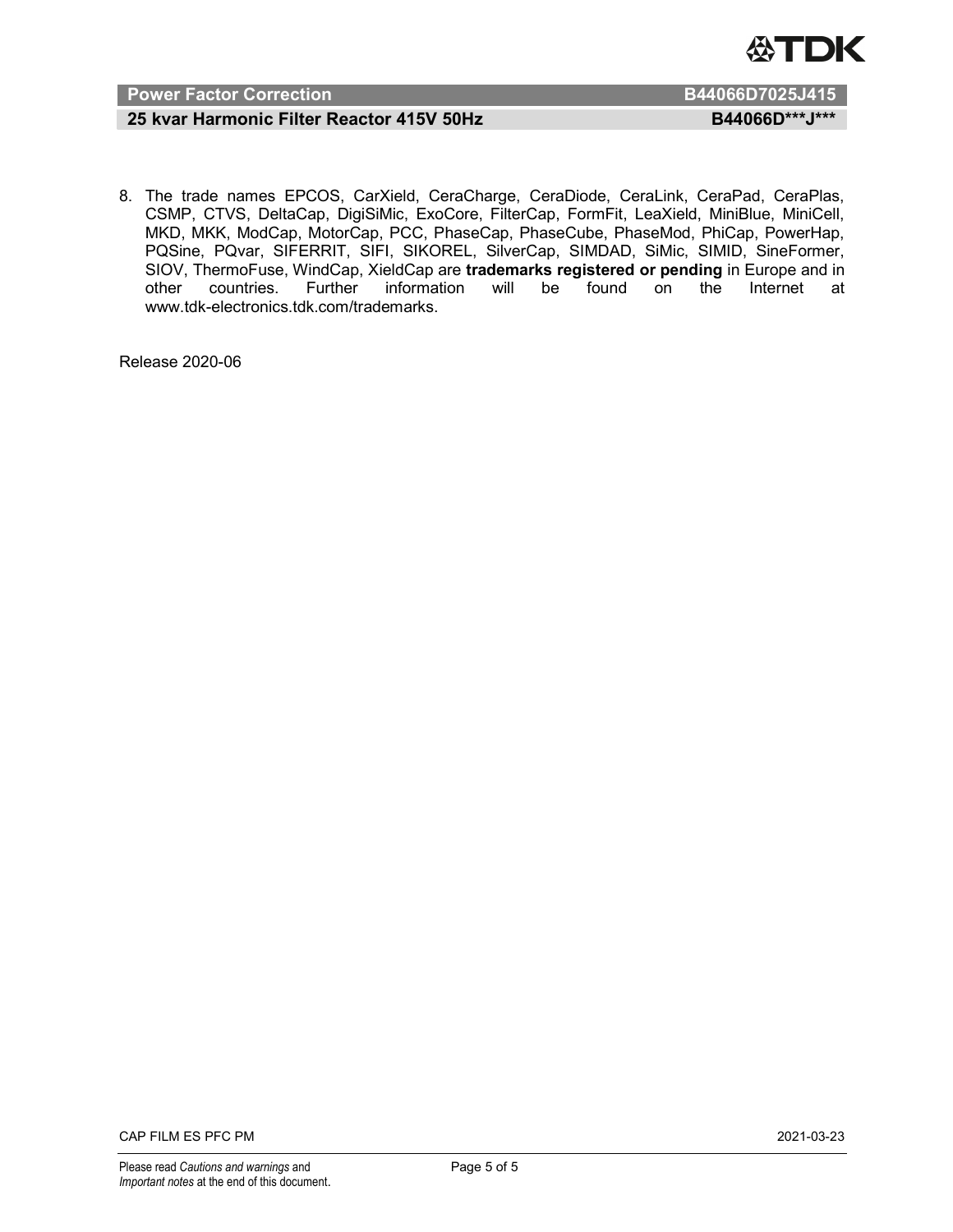8. The trade names EPCOS, CarXield, CeraCharge, CeraDiode, CeraLink, CeraPad, CeraPlas, CSMP, CTVS, DeltaCap, DigiSiMic, ExoCore, FilterCap, FormFit, LeaXield, MiniBlue, MiniCell, MKD, MKK, ModCap, MotorCap, PCC, PhaseCap, PhaseCube, PhaseMod, PhiCap, PowerHap, PQSine, PQvar, SIFERRIT, SIFI, SIKOREL, SilverCap, SIMDAD, SiMic, SIMID, SineFormer, SIOV, ThermoFuse, WindCap, XieldCap are **trademarks registered or pending** in Europe and in other countries. Further information will be found on the Internet at www.tdk-electronics.tdk.com/trademarks.

Release 2020-06